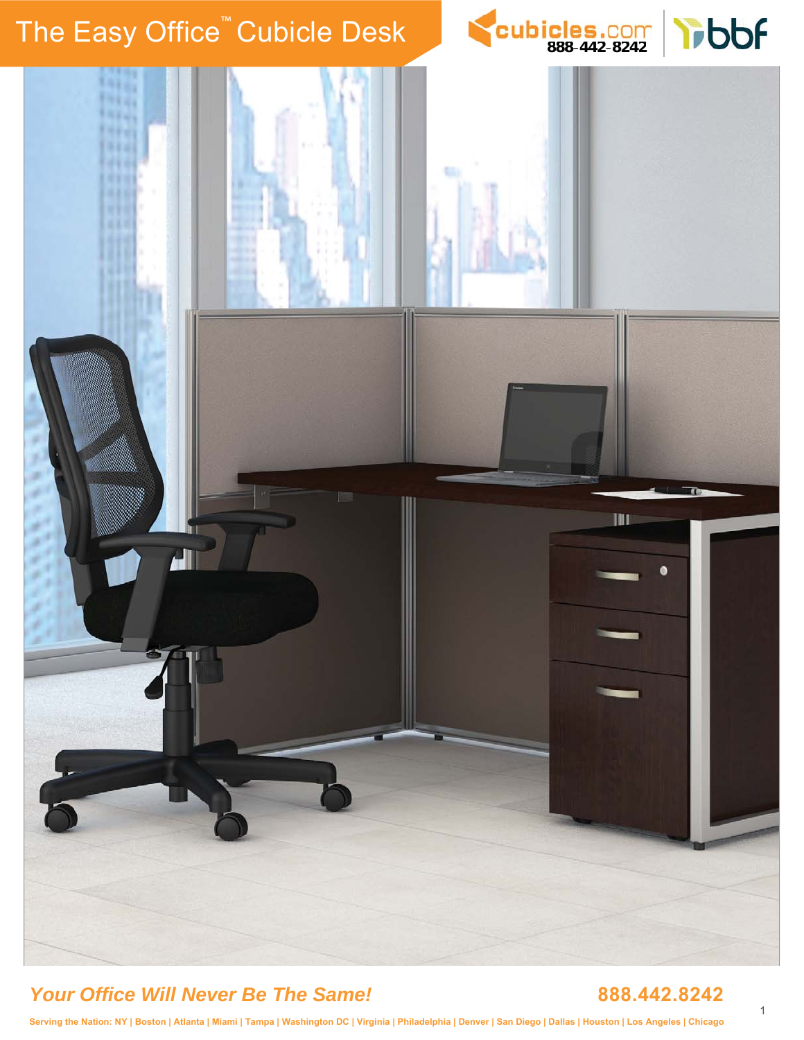# The Easy Office™ Cubicle Desk

cubicles.com 888-442-8242

bbf

*Your Office Will Never Be The Same!*

888.442.8242

Serving the Nation: NY | Boston | Atlanta | Miami | Tampa | Washington DC | Virginia | Philadelphia | Denver | San Diego | Dallas | Houston | Los Angeles | Chicago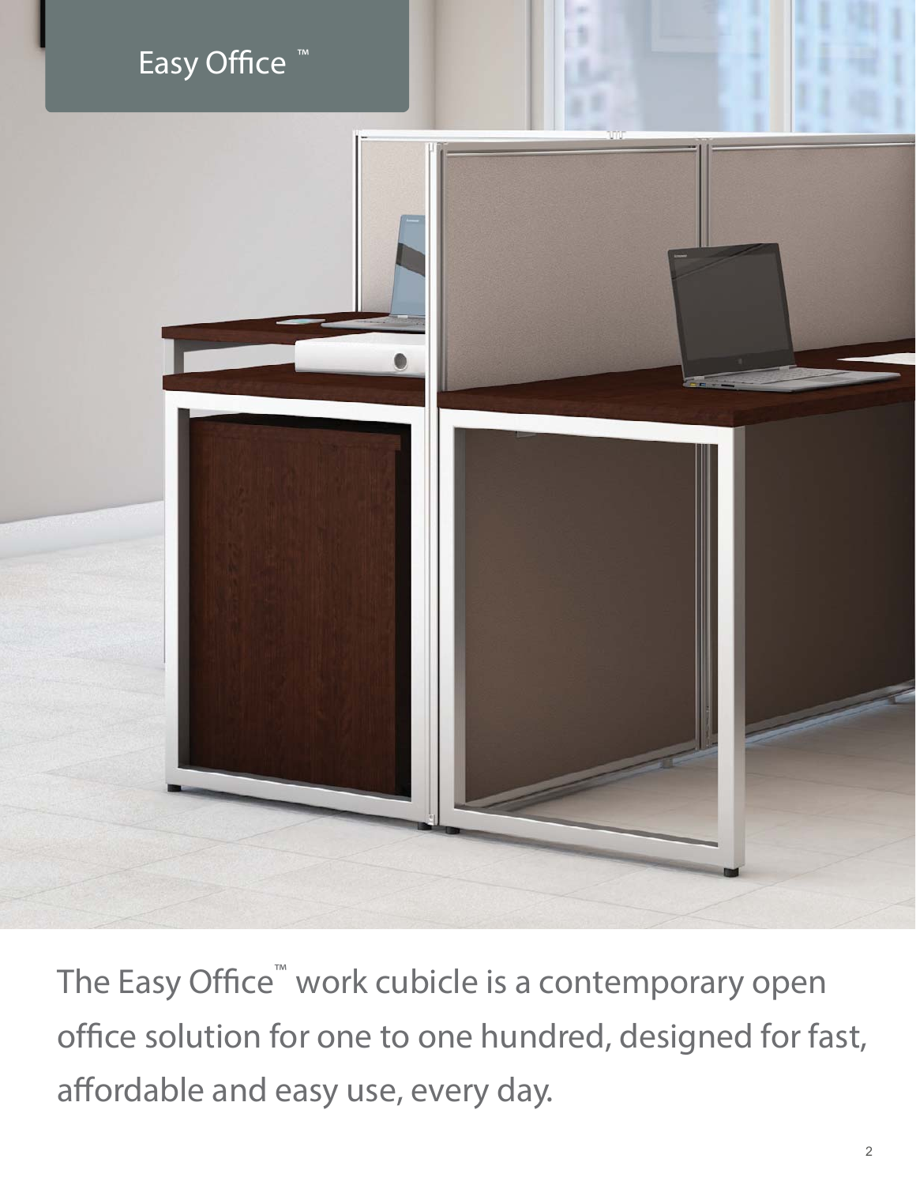Easy Office™

The Easy Office™ work cubicle is a contemporary open office solution for one to one hundred, designed for fast, affordable and easy use, every day.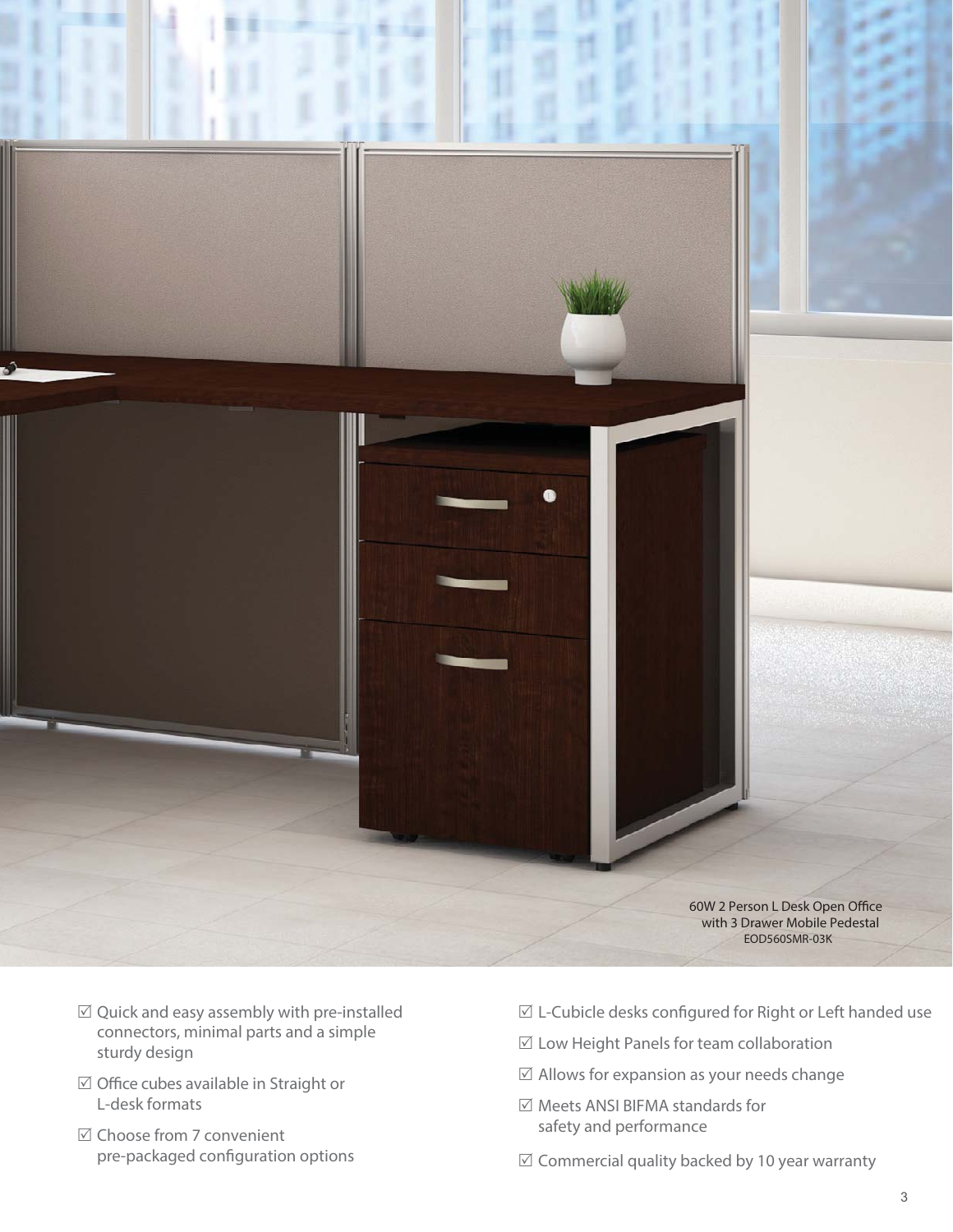60W 2 Person L Desk Open Office with 3 Drawer Mobile Pedestal
EOD560SMR-03K

- ☑ Quick and easy assembly with pre-installed connectors, minimal parts and a simple sturdy design
- ☑ Office cubes available in Straight or L-desk formats
- ☑ Choose from 7 convenient pre-packaged configuration options
- ☑ L-Cubicle desks configured for Right or Left handed use
- ☑ Low Height Panels for team collaboration
- ☑ Allows for expansion as your needs change
- ☑ Meets ANSI BIFMA standards for safety and performance
- ☑ Commercial quality backed by 10 year warranty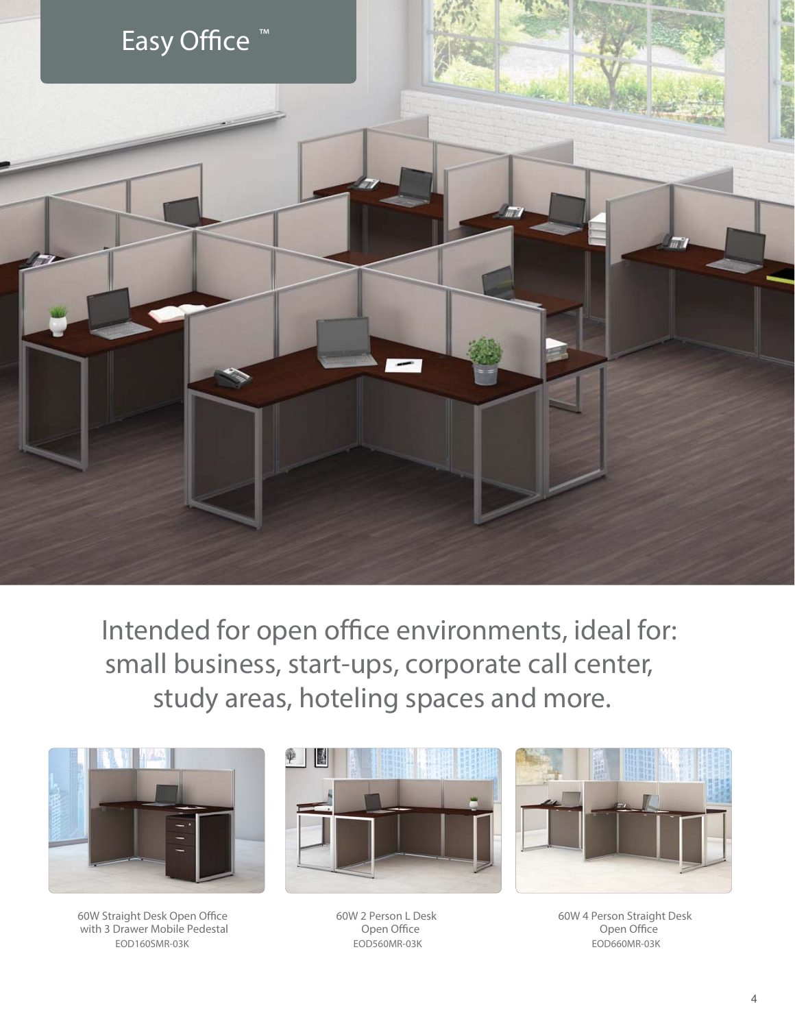# Easy Office ™

Intended for open office environments, ideal for: small business, start-ups, corporate call center, study areas, hoteling spaces and more.

60W Straight Desk Open Office with 3 Drawer Mobile Pedestal
EOD160SMR-03K

60W 2 Person L Desk Open Office
EOD560MR-03K

60W 4 Person Straight Desk Open Office
EOD660MR-03K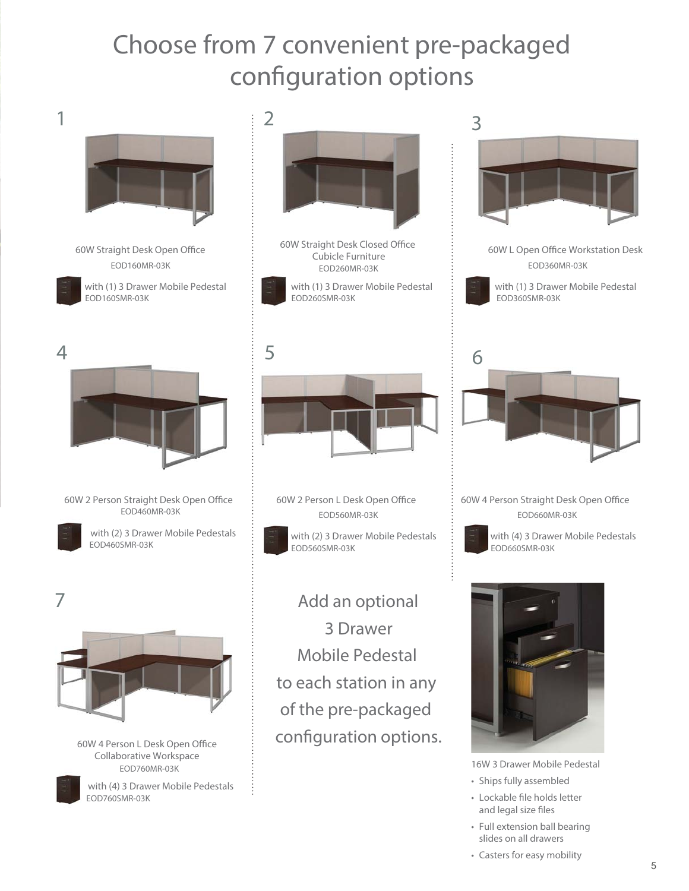# Choose from 7 convenient pre-packaged configuration options

## 1

60W Straight Desk Open Office
EOD160MR-03K

with (1) 3 Drawer Mobile Pedestal
EOD160SMR-03K

## 2

60W Straight Desk Closed Office Cubicle Furniture
EOD260MR-03K

with (1) 3 Drawer Mobile Pedestal
EOD260SMR-03K

## 3

60W L Open Office Workstation Desk
EOD360MR-03K

with (1) 3 Drawer Mobile Pedestal
EOD360SMR-03K

## 4

60W 2 Person Straight Desk Open Office
EOD460MR-03K

with (2) 3 Drawer Mobile Pedestals
EOD460SMR-03K

## 5

60W 2 Person L Desk Open Office
EOD560MR-03K

with (2) 3 Drawer Mobile Pedestals
EOD560SMR-03K

## 6

60W 4 Person Straight Desk Open Office
EOD660MR-03K

with (4) 3 Drawer Mobile Pedestals
EOD660SMR-03K

## 7

60W 4 Person L Desk Open Office Collaborative Workspace
EOD760MR-03K

with (4) 3 Drawer Mobile Pedestals
EOD760SMR-03K

Add an optional 3 Drawer Mobile Pedestal to each station in any of the pre-packaged configuration options.

16W 3 Drawer Mobile Pedestal

- Ships fully assembled
- Lockable file holds letter and legal size files
- Full extension ball bearing slides on all drawers
- Casters for easy mobility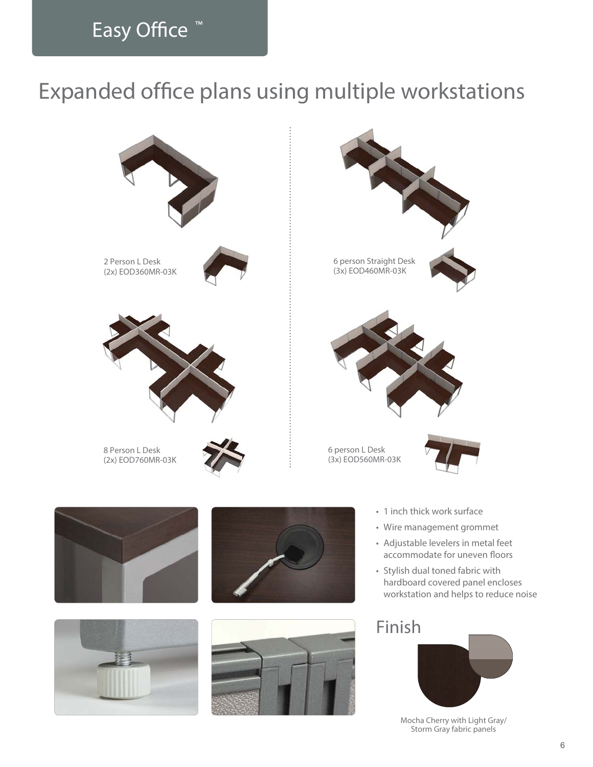# Easy Office ™

## Expanded office plans using multiple workstations

2 Person L Desk
(2x) EOD360MR-03K

6 person Straight Desk
(3x) EOD460MR-03K

8 Person L Desk
(2x) EOD760MR-03K

6 person L Desk
(3x) EOD560MR-03K

- 1 inch thick work surface
- Wire management grommet
- Adjustable levelers in metal feet accommodate for uneven floors
- Stylish dual toned fabric with hardboard covered panel encloses workstation and helps to reduce noise

## Finish

Mocha Cherry with Light Gray/
Storm Gray fabric panels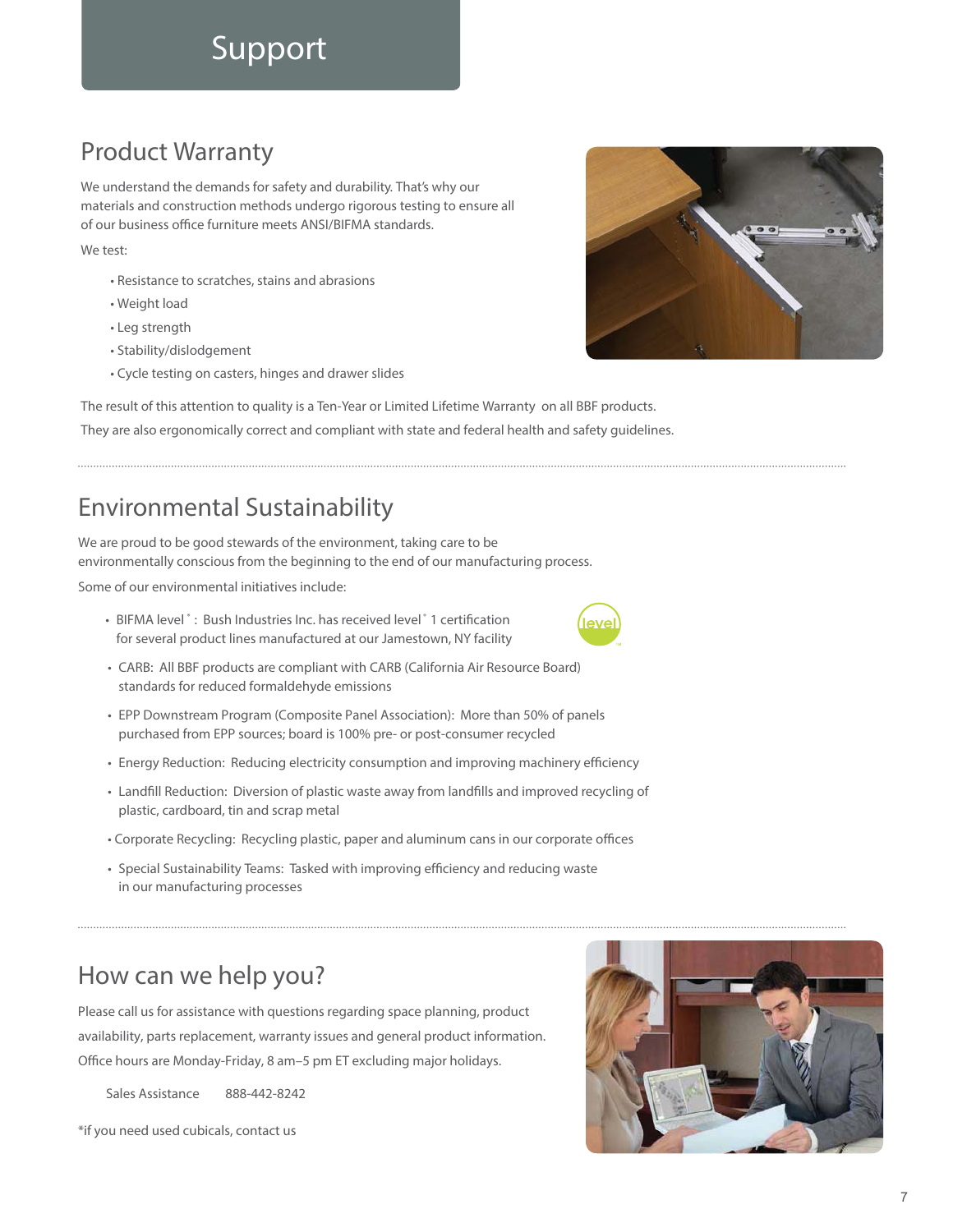# Support

## Product Warranty

We understand the demands for safety and durability. That's why our materials and construction methods undergo rigorous testing to ensure all of our business office furniture meets ANSI/BIFMA standards.

We test:

- Resistance to scratches, stains and abrasions
- Weight load
- Leg strength
- Stability/dislodgement
- Cycle testing on casters, hinges and drawer slides

The result of this attention to quality is a Ten-Year or Limited Lifetime Warranty on all BBF products.

They are also ergonomically correct and compliant with state and federal health and safety guidelines.

## Environmental Sustainability

We are proud to be good stewards of the environment, taking care to be environmentally conscious from the beginning to the end of our manufacturing process.

Some of our environmental initiatives include:

- BIFMA level®: Bush Industries Inc. has received level® 1 certification for several product lines manufactured at our Jamestown, NY facility
- CARB: All BBF products are compliant with CARB (California Air Resource Board) standards for reduced formaldehyde emissions
- EPP Downstream Program (Composite Panel Association): More than 50% of panels purchased from EPP sources; board is 100% pre- or post-consumer recycled
- Energy Reduction: Reducing electricity consumption and improving machinery efficiency
- Landfill Reduction: Diversion of plastic waste away from landfills and improved recycling of plastic, cardboard, tin and scrap metal
- Corporate Recycling: Recycling plastic, paper and aluminum cans in our corporate offices
- Special Sustainability Teams: Tasked with improving efficiency and reducing waste in our manufacturing processes

## How can we help you?

Please call us for assistance with questions regarding space planning, product availability, parts replacement, warranty issues and general product information. Office hours are Monday-Friday, 8 am–5 pm ET excluding major holidays.

Sales Assistance 888-442-8242

*if you need used cubicals, contact us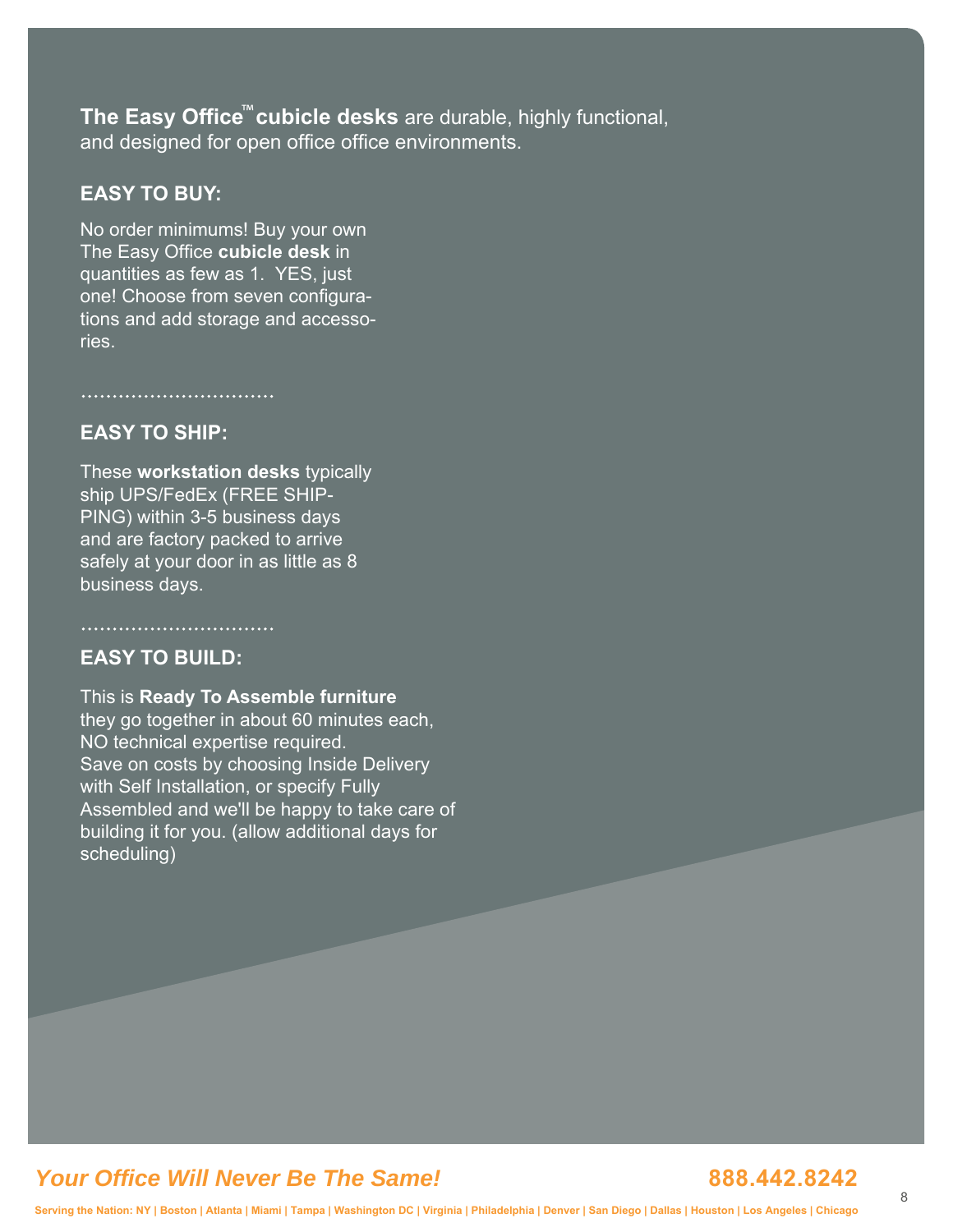**The Easy Office™ cubicle desks** are durable, highly functional, and designed for open office office environments.

## EASY TO BUY:

No order minimums! Buy your own The Easy Office **cubicle desk** in quantities as few as 1. YES, just one! Choose from seven configurations and add storage and accessories.

..............................

## EASY TO SHIP:

These **workstation desks** typically ship UPS/FedEx (FREE SHIPPING) within 3-5 business days and are factory packed to arrive safely at your door in as little as 8 business days.

..............................

## EASY TO BUILD:

This is **Ready To Assemble furniture** they go together in about 60 minutes each, NO technical expertise required. Save on costs by choosing Inside Delivery with Self Installation, or specify Fully Assembled and we'll be happy to take care of building it for you. (allow additional days for scheduling)

***Your Office Will Never Be The Same!*** **888.442.8242**

**Serving the Nation: NY | Boston | Atlanta | Miami | Tampa | Washington DC | Virginia | Philadelphia | Denver | San Diego | Dallas | Houston | Los Angeles | Chicago**